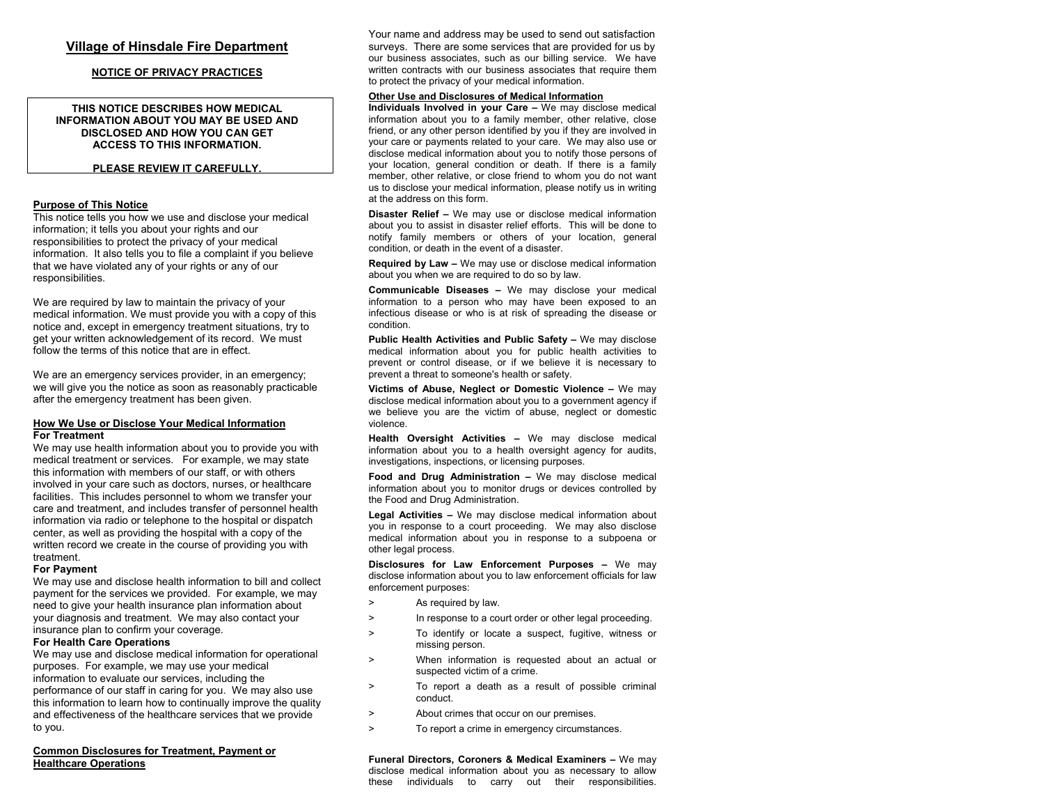# Village of Hinsdale Fire Department

## NOTICE OF PRIVACY PRACTICES

**THIS NOTICE DESCRIBES HOW MEDICAL INFORMATION ABOUT YOU MAY BE USED AND DISCLOSED AND HOW YOU CAN GET ACCESS TO THIS INFORMATION.**

**PLEASE REVIEW IT CAREFULLY.**

### Purpose of This Notice

This notice tells you how we use and disclose your medical information; it tells you about your rights and our responsibilities to protect the privacy of your medical information. It also tells you to file a complaint if you believe that we have violated any of your rights or any of our responsibilities.

We are required by law to maintain the privacy of your medical information. We must provide you with a copy of this notice and, except in emergency treatment situations, try to get your written acknowledgement of its record. We must follow the terms of this notice that are in effect.

We are an emergency services provider, in an emergency; we will give you the notice as soon as reasonably practicable after the emergency treatment has been given.

### How We Use or Disclose Your Medical Information

**For Treatment**

We may use health information about you to provide you with medical treatment or services. For example, we may state this information with members of our staff, or with others involved in your care such as doctors, nurses, or healthcare facilities. This includes personnel to whom we transfer your care and treatment, and includes transfer of personnel health information via radio or telephone to the hospital or dispatch center, as well as providing the hospital with a copy of the written record we create in the course of providing you with treatment.

**For Payment**

We may use and disclose health information to bill and collect payment for the services we provided. For example, we may need to give your health insurance plan information about your diagnosis and treatment. We may also contact your insurance plan to confirm your coverage.

**For Health Care Operations**

We may use and disclose medical information for operational purposes. For example, we may use your medical information to evaluate our services, including the performance of our staff in caring for you. We may also use this information to learn how to continually improve the quality and effectiveness of the healthcare services that we provide to you.

### Common Disclosures for Treatment, Payment or Healthcare Operations

Your name and address may be used to send out satisfaction surveys. There are some services that are provided for us by our business associates, such as our billing service. We have written contracts with our business associates that require them to protect the privacy of your medical information.

### Other Use and Disclosures of Medical Information

**Individuals Involved in your Care –** We may disclose medical information about you to a family member, other relative, close friend, or any other person identified by you if they are involved in your care or payments related to your care. We may also use or disclose medical information about you to notify those persons of your location, general condition or death. If there is a family member, other relative, or close friend to whom you do not want us to disclose your medical information, please notify us in writing at the address on this form.

**Disaster Relief –** We may use or disclose medical information about you to assist in disaster relief efforts. This will be done to notify family members or others of your location, general condition, or death in the event of a disaster.

**Required by Law –** We may use or disclose medical information about you when we are required to do so by law.

**Communicable Diseases –** We may disclose your medical information to a person who may have been exposed to an infectious disease or who is at risk of spreading the disease or condition.

**Public Health Activities and Public Safety –** We may disclose medical information about you for public health activities to prevent or control disease, or if we believe it is necessary to prevent a threat to someone's health or safety.

**Victims of Abuse, Neglect or Domestic Violence –** We may disclose medical information about you to a government agency if we believe you are the victim of abuse, neglect or domestic violence.

**Health Oversight Activities –** We may disclose medical information about you to a health oversight agency for audits, investigations, inspections, or licensing purposes.

**Food and Drug Administration –** We may disclose medical information about you to monitor drugs or devices controlled by the Food and Drug Administration.

**Legal Activities –** We may disclose medical information about you in response to a court proceeding. We may also disclose medical information about you in response to a subpoena or other legal process.

**Disclosures for Law Enforcement Purposes –** We may disclose information about you to law enforcement officials for law enforcement purposes:

- As required by law.
- In response to a court order or other legal proceeding.
- To identify or locate a suspect, fugitive, witness or missing person.
- When information is requested about an actual or suspected victim of a crime.
- To report a death as a result of possible criminal conduct.
- About crimes that occur on our premises.
- To report a crime in emergency circumstances.

**Funeral Directors, Coroners & Medical Examiners –** We may disclose medical information about you as necessary to allow these individuals to carry out their responsibilities.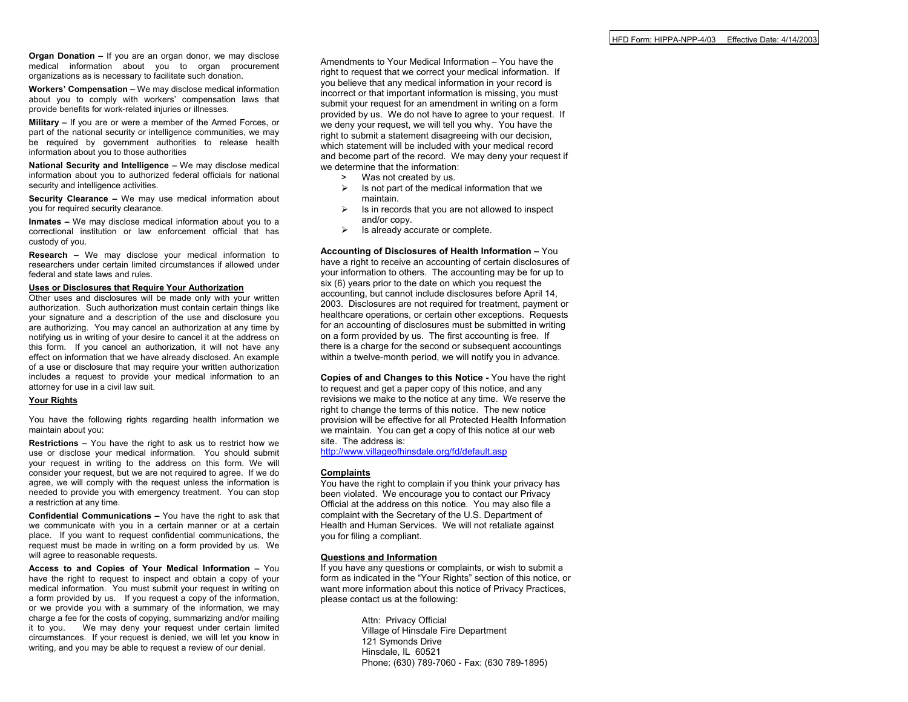**Organ Donation –** If you are an organ donor, we may disclose medical information about you to organ procurement organizations as is necessary to facilitate such donation.

**Workers' Compensation –** We may disclose medical information about you to comply with workers' compensation laws that provide benefits for work-related injuries or illnesses.

**Military –** If you are or were a member of the Armed Forces, or part of the national security or intelligence communities, we may be required by government authorities to release health information about you to those authorities

**National Security and Intelligence –** We may disclose medical information about you to authorized federal officials for national security and intelligence activities.

**Security Clearance –** We may use medical information about you for required security clearance.

**Inmates –** We may disclose medical information about you to a correctional institution or law enforcement official that has custody of you.

**Research –** We may disclose your medical information to researchers under certain limited circumstances if allowed under federal and state laws and rules.

**Uses or Disclosures that Require Your Authorization**

Other uses and disclosures will be made only with your written authorization. Such authorization must contain certain things like your signature and a description of the use and disclosure you are authorizing. You may cancel an authorization at any time by notifying us in writing of your desire to cancel it at the address on this form. If you cancel an authorization, it will not have any effect on information that we have already disclosed. An example of a use or disclosure that may require your written authorization includes a request to provide your medical information to an attorney for use in a civil law suit.

**Your Rights**

You have the following rights regarding health information we maintain about you:

**Restrictions –** You have the right to ask us to restrict how we use or disclose your medical information. You should submit your request in writing to the address on this form. We will consider your request, but we are not required to agree. If we do agree, we will comply with the request unless the information is needed to provide you with emergency treatment. You can stop a restriction at any time.

**Confidential Communications –** You have the right to ask that we communicate with you in a certain manner or at a certain place. If you want to request confidential communications, the request must be made in writing on a form provided by us. We will agree to reasonable requests.

**Access to and Copies of Your Medical Information –** You have the right to request to inspect and obtain a copy of your medical information. You must submit your request in writing on a form provided by us. If you request a copy of the information, or we provide you with a summary of the information, we may charge a fee for the costs of copying, summarizing and/or mailing it to you. We may deny your request under certain limited circumstances. If your request is denied, we will let you know in writing, and you may be able to request a review of our denial.

Amendments to Your Medical Information – You have the right to request that we correct your medical information. If you believe that any medical information in your record is incorrect or that important information is missing, you must submit your request for an amendment in writing on a form provided by us. We do not have to agree to your request. If we deny your request, we will tell you why. You have the right to submit a statement disagreeing with our decision, which statement will be included with your medical record and become part of the record. We may deny your request if we determine that the information:

- Was not created by us.
- Is not part of the medical information that we maintain.
- Is in records that you are not allowed to inspect and/or copy.
- Is already accurate or complete.

**Accounting of Disclosures of Health Information –** You have a right to receive an accounting of certain disclosures of your information to others. The accounting may be for up to six (6) years prior to the date on which you request the accounting, but cannot include disclosures before April 14, 2003. Disclosures are not required for treatment, payment or healthcare operations, or certain other exceptions. Requests for an accounting of disclosures must be submitted in writing on a form provided by us. The first accounting is free. If there is a charge for the second or subsequent accountings within a twelve-month period, we will notify you in advance.

**Copies of and Changes to this Notice -** You have the right to request and get a paper copy of this notice, and any revisions we make to the notice at any time. We reserve the right to change the terms of this notice. The new notice provision will be effective for all Protected Health Information we maintain. You can get a copy of this notice at our web site. The address is: http://www.villageofhinsdale.org/fd/default.asp

**Complaints**

You have the right to complain if you think your privacy has been violated. We encourage you to contact our Privacy Official at the address on this notice. You may also file a complaint with the Secretary of the U.S. Department of Health and Human Services. We will not retaliate against you for filing a compliant.

**Questions and Information**

If you have any questions or complaints, or wish to submit a form as indicated in the "Your Rights" section of this notice, or want more information about this notice of Privacy Practices, please contact us at the following:

Attn: Privacy Official
Village of Hinsdale Fire Department
121 Symonds Drive
Hinsdale, IL 60521
Phone: (630) 789-7060 - Fax: (630 789-1895)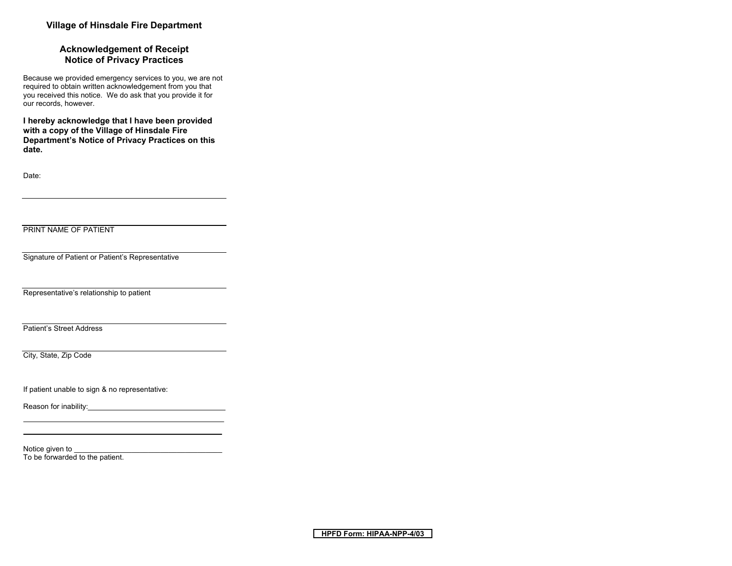## Village of Hinsdale Fire Department

### Acknowledgement of Receipt
### Notice of Privacy Practices

Because we provided emergency services to you, we are not required to obtain written acknowledgement from you that you received this notice. We do ask that you provide it for our records, however.

**I hereby acknowledge that I have been provided with a copy of the Village of Hinsdale Fire Department's Notice of Privacy Practices on this date.**

Date:

______________________________________________

______________________________________________
PRINT NAME OF PATIENT

______________________________________________
Signature of Patient or Patient's Representative

______________________________________________
Representative's relationship to patient

______________________________________________
Patient's Street Address

______________________________________________
City, State, Zip Code

If patient unable to sign & no representative:

Reason for inability: ________________________________

______________________________________________

______________________________________________

Notice given to ____________________________________
To be forwarded to the patient.

HPFD Form: HIPAA-NPP-4/03